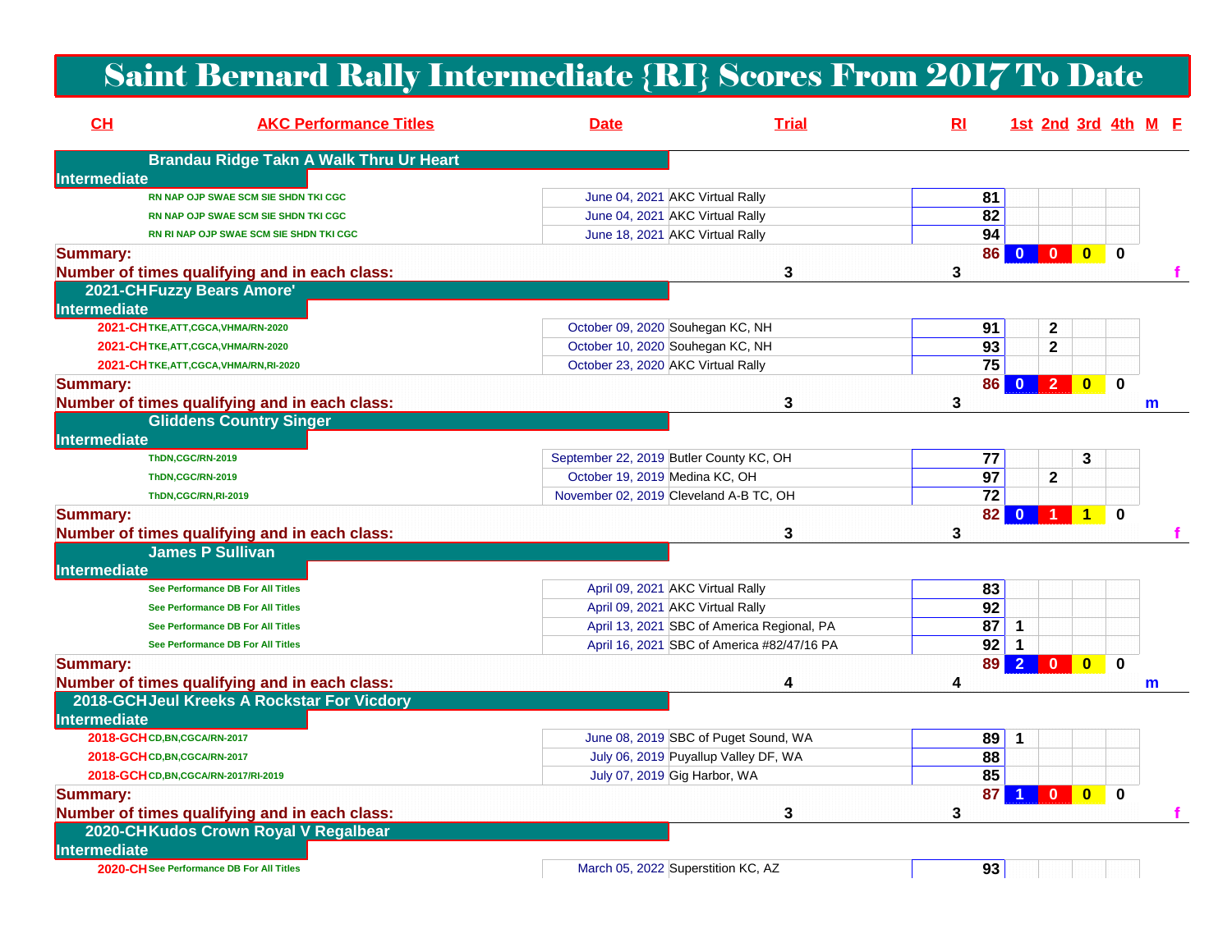# Saint Bernard Rally Intermediate {RI} Scores From 2017 To Date

| CH | AKC Performance Titles | Date | Trial | RI | 1st | 2nd | 3rd | 4th | M | F |
|---|---|---|---|---|---|---|---|---|---|---|
| | **Brandau Ridge Takn A Walk Thru Ur Heart** | | | | | | | | | |
| **Intermediate** | | | | | | | | | | |
| | RN NAP OJP SWAE SCM SIE SHDN TKI CGC | June 04, 2021 | AKC Virtual Rally | 81 | | | | | | |
| | RN NAP OJP SWAE SCM SIE SHDN TKI CGC | June 04, 2021 | AKC Virtual Rally | 82 | | | | | | |
| | RN RI NAP OJP SWAE SCM SIE SHDN TKI CGC | June 18, 2021 | AKC Virtual Rally | 94 | | | | | | |
| **Summary:** | | | | 86 | 0 | 0 | 0 | 0 | | |
| **Number of times qualifying and in each class:** | | | 3 | 3 | | | | | | f |
| 2021-CH | **Fuzzy Bears Amore'** | | | | | | | | | |
| **Intermediate** | | | | | | | | | | |
| 2021-CH | TKE,ATT,CGCA,VHMA/RN-2020 | October 09, 2020 | Souhegan KC, NH | 91 | | 2 | | | | |
| 2021-CH | TKE,ATT,CGCA,VHMA/RN-2020 | October 10, 2020 | Souhegan KC, NH | 93 | | 2 | | | | |
| 2021-CH | TKE,ATT,CGCA,VHMA/RN,RI-2020 | October 23, 2020 | AKC Virtual Rally | 75 | | | | | | |
| **Summary:** | | | | 86 | 0 | 2 | 0 | 0 | | |
| **Number of times qualifying and in each class:** | | | 3 | 3 | | | | | m | |
| | **Gliddens Country Singer** | | | | | | | | | |
| **Intermediate** | | | | | | | | | | |
| | ThDN,CGC/RN-2019 | September 22, 2019 | Butler County KC, OH | 77 | | | 3 | | | |
| | ThDN,CGC/RN-2019 | October 19, 2019 | Medina KC, OH | 97 | | 2 | | | | |
| | ThDN,CGC/RN,RI-2019 | November 02, 2019 | Cleveland A-B TC, OH | 72 | | | | | | |
| **Summary:** | | | | 82 | 0 | 1 | 1 | 0 | | |
| **Number of times qualifying and in each class:** | | | 3 | 3 | | | | | | f |
| | **James P Sullivan** | | | | | | | | | |
| **Intermediate** | | | | | | | | | | |
| | See Performance DB For All Titles | April 09, 2021 | AKC Virtual Rally | 83 | | | | | | |
| | See Performance DB For All Titles | April 09, 2021 | AKC Virtual Rally | 92 | | | | | | |
| | See Performance DB For All Titles | April 13, 2021 | SBC of America Regional, PA | 87 | 1 | | | | | |
| | See Performance DB For All Titles | April 16, 2021 | SBC of America #82/47/16 PA | 92 | 1 | | | | | |
| **Summary:** | | | | 89 | 2 | 0 | 0 | 0 | | |
| **Number of times qualifying and in each class:** | | | 4 | 4 | | | | | m | |
| 2018-GCH | **Jeul Kreeks A Rockstar For Vicdory** | | | | | | | | | |
| **Intermediate** | | | | | | | | | | |
| 2018-GCH | CD,BN,CGCA/RN-2017 | June 08, 2019 | SBC of Puget Sound, WA | 89 | 1 | | | | | |
| 2018-GCH | CD,BN,CGCA/RN-2017 | July 06, 2019 | Puyallup Valley DF, WA | 88 | | | | | | |
| 2018-GCH | CD,BN,CGCA/RN-2017/RI-2019 | July 07, 2019 | Gig Harbor, WA | 85 | | | | | | |
| **Summary:** | | | | 87 | 1 | 0 | 0 | 0 | | |
| **Number of times qualifying and in each class:** | | | 3 | 3 | | | | | | f |
| 2020-CH | **Kudos Crown Royal V Regalbear** | | | | | | | | | |
| **Intermediate** | | | | | | | | | | |
| 2020-CH | See Performance DB For All Titles | March 05, 2022 | Superstition KC, AZ | 93 | | | | | | |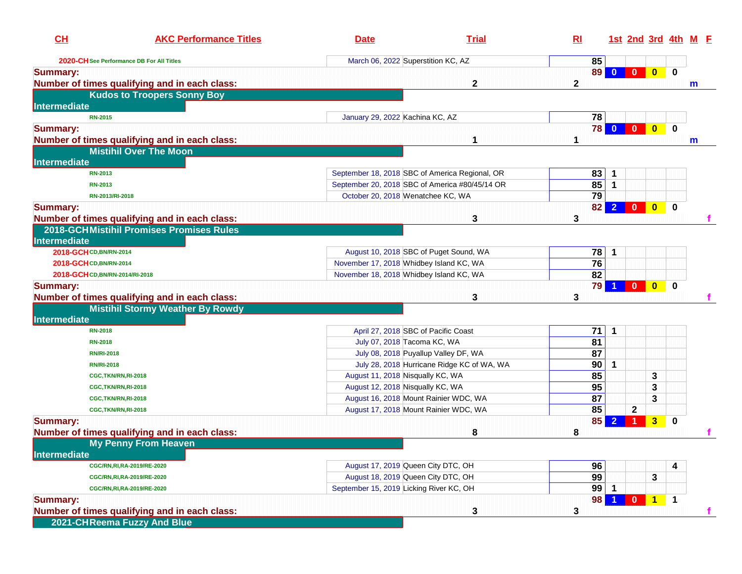| CH | AKC Performance Titles | Date | Trial | RI | 1st | 2nd | 3rd | 4th | M | F |
|---|---|---|---|---|---|---|---|---|---|---|
| 2020-CH | See Performance DB For All Titles | March 06, 2022 | Superstition KC, AZ | 85 | | | | | | |
| **Summary:** | | | | 89 | 0 | 0 | 0 | 0 | | |
| **Number of times qualifying and in each class:** | | | 2 | 2 | | | | | m | |
| | **Kudos to Troopers Sonny Boy** | | | | | | | | | |
| **Intermediate** | | | | | | | | | | |
| | RN-2015 | January 29, 2022 | Kachina KC, AZ | 78 | | | | | | |
| **Summary:** | | | | 78 | 0 | 0 | 0 | 0 | | |
| **Number of times qualifying and in each class:** | | | 1 | 1 | | | | | m | |
| | **Mistihil Over The Moon** | | | | | | | | | |
| **Intermediate** | | | | | | | | | | |
| | RN-2013 | September 18, 2018 | SBC of America Regional, OR | 83 | 1 | | | | | |
| | RN-2013 | September 20, 2018 | SBC of America #80/45/14 OR | 85 | 1 | | | | | |
| | RN-2013/RI-2018 | October 20, 2018 | Wenatchee KC, WA | 79 | | | | | | |
| **Summary:** | | | | 82 | 2 | 0 | 0 | 0 | | |
| **Number of times qualifying and in each class:** | | | 3 | 3 | | | | | | f |
| 2018-GCH | **Mistihil Promises Promises Rules** | | | | | | | | | |
| **Intermediate** | | | | | | | | | | |
| 2018-GCH | CD,BN/RN-2014 | August 10, 2018 | SBC of Puget Sound, WA | 78 | 1 | | | | | |
| 2018-GCH | CD,BN/RN-2014 | November 17, 2018 | Whidbey Island KC, WA | 76 | | | | | | |
| 2018-GCH | CD,BN/RN-2014/RI-2018 | November 18, 2018 | Whidbey Island KC, WA | 82 | | | | | | |
| **Summary:** | | | | 79 | 1 | 0 | 0 | 0 | | |
| **Number of times qualifying and in each class:** | | | 3 | 3 | | | | | | f |
| | **Mistihil Stormy Weather By Rowdy** | | | | | | | | | |
| **Intermediate** | | | | | | | | | | |
| | RN-2018 | April 27, 2018 | SBC of Pacific Coast | 71 | 1 | | | | | |
| | RN-2018 | July 07, 2018 | Tacoma KC, WA | 81 | | | | | | |
| | RN/RI-2018 | July 08, 2018 | Puyallup Valley DF, WA | 87 | | | | | | |
| | RN/RI-2018 | July 28, 2018 | Hurricane Ridge KC of WA, WA | 90 | 1 | | | | | |
| | CGC,TKN/RN,RI-2018 | August 11, 2018 | Nisqually KC, WA | 85 | | | 3 | | | |
| | CGC,TKN/RN,RI-2018 | August 12, 2018 | Nisqually KC, WA | 95 | | | 3 | | | |
| | CGC,TKN/RN,RI-2018 | August 16, 2018 | Mount Rainier WDC, WA | 87 | | | 3 | | | |
| | CGC,TKN/RN,RI-2018 | August 17, 2018 | Mount Rainier WDC, WA | 85 | | 2 | | | | |
| **Summary:** | | | | 85 | 2 | 1 | 3 | 0 | | |
| **Number of times qualifying and in each class:** | | | 8 | 8 | | | | | | f |
| | **My Penny From Heaven** | | | | | | | | | |
| **Intermediate** | | | | | | | | | | |
| | CGC/RN,RI,RA-2019/RE-2020 | August 17, 2019 | Queen City DTC, OH | 96 | | | | 4 | | |
| | CGC/RN,RI,RA-2019/RE-2020 | August 18, 2019 | Queen City DTC, OH | 99 | | | 3 | | | |
| | CGC/RN,RI,RA-2019/RE-2020 | September 15, 2019 | Licking River KC, OH | 99 | 1 | | | | | |
| **Summary:** | | | | 98 | 1 | 0 | 1 | 1 | | |
| **Number of times qualifying and in each class:** | | | 3 | 3 | | | | | | f |
| 2021-CH | **Reema Fuzzy And Blue** | | | | | | | | | |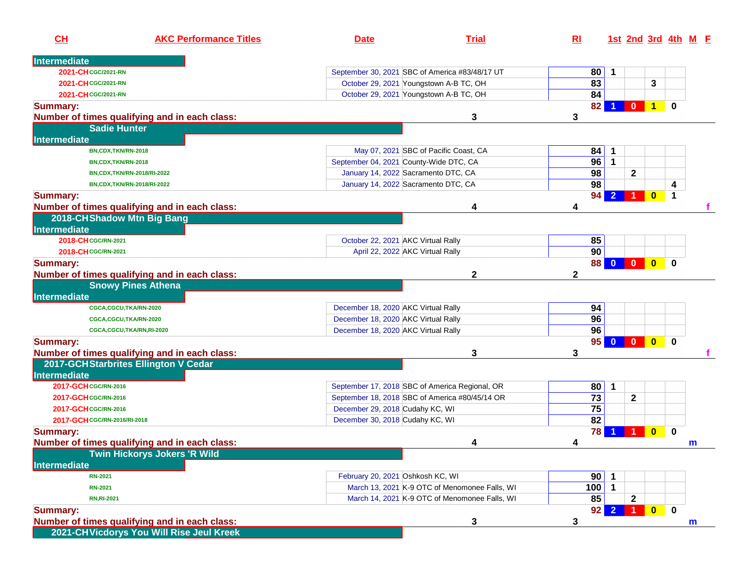| CH | AKC Performance Titles | Date | Trial | RI | 1st | 2nd | 3rd | 4th | M | F |
|---|---|---|---|---|---|---|---|---|---|---|
| **Intermediate** | | | | | | | | | | |
| 2021-CH | CGC/2021-RN | September 30, 2021 | SBC of America #83/48/17 UT | 80 | 1 | | | | | |
| 2021-CH | CGC/2021-RN | October 29, 2021 | Youngstown A-B TC, OH | 83 | | | 3 | | | |
| 2021-CH | CGC/2021-RN | October 29, 2021 | Youngstown A-B TC, OH | 84 | | | | | | |
| **Summary:** | | | | 82 | 1 | 0 | 1 | 0 | | |
| **Number of times qualifying and in each class:** | | | 3 | 3 | | | | | | |
| | **Sadie Hunter** | | | | | | | | | |
| **Intermediate** | | | | | | | | | | |
| | BN,CDX,TKN/RN-2018 | May 07, 2021 | SBC of Pacific Coast, CA | 84 | 1 | | | | | |
| | BN,CDX,TKN/RN-2018 | September 04, 2021 | County-Wide DTC, CA | 96 | 1 | | | | | |
| | BN,CDX,TKN/RN-2018/RI-2022 | January 14, 2022 | Sacramento DTC, CA | 98 | | 2 | | | | |
| | BN,CDX,TKN/RN-2018/RI-2022 | January 14, 2022 | Sacramento DTC, CA | 98 | | | | 4 | | |
| **Summary:** | | | | 94 | 2 | 1 | 0 | 1 | | |
| **Number of times qualifying and in each class:** | | | 4 | 4 | | | | | | f |
| 2018-CH | **Shadow Mtn Big Bang** | | | | | | | | | |
| **Intermediate** | | | | | | | | | | |
| 2018-CH | CGC/RN-2021 | October 22, 2021 | AKC Virtual Rally | 85 | | | | | | |
| 2018-CH | CGC/RN-2021 | April 22, 2022 | AKC Virtual Rally | 90 | | | | | | |
| **Summary:** | | | | 88 | 0 | 0 | 0 | 0 | | |
| **Number of times qualifying and in each class:** | | | 2 | 2 | | | | | | |
| | **Snowy Pines Athena** | | | | | | | | | |
| **Intermediate** | | | | | | | | | | |
| | CGCA,CGCU,TKA/RN-2020 | December 18, 2020 | AKC Virtual Rally | 94 | | | | | | |
| | CGCA,CGCU,TKA/RN-2020 | December 18, 2020 | AKC Virtual Rally | 96 | | | | | | |
| | CGCA,CGCU,TKA/RN,RI-2020 | December 18, 2020 | AKC Virtual Rally | 96 | | | | | | |
| **Summary:** | | | | 95 | 0 | 0 | 0 | 0 | | |
| **Number of times qualifying and in each class:** | | | 3 | 3 | | | | | | f |
| 2017-GCH | **Starbrites Ellington V Cedar** | | | | | | | | | |
| **Intermediate** | | | | | | | | | | |
| 2017-GCH | CGC/RN-2016 | September 17, 2018 | SBC of America Regional, OR | 80 | 1 | | | | | |
| 2017-GCH | CGC/RN-2016 | September 18, 2018 | SBC of America #80/45/14 OR | 73 | | 2 | | | | |
| 2017-GCH | CGC/RN-2016 | December 29, 2018 | Cudahy KC, WI | 75 | | | | | | |
| 2017-GCH | CGC/RN-2016/RI-2018 | December 30, 2018 | Cudahy KC, WI | 82 | | | | | | |
| **Summary:** | | | | 78 | 1 | 1 | 0 | 0 | | |
| **Number of times qualifying and in each class:** | | | 4 | 4 | | | | | m | |
| | **Twin Hickorys Jokers 'R Wild** | | | | | | | | | |
| **Intermediate** | | | | | | | | | | |
| | RN-2021 | February 20, 2021 | Oshkosh KC, WI | 90 | 1 | | | | | |
| | RN-2021 | March 13, 2021 | K-9 OTC of Menomonee Falls, WI | 100 | 1 | | | | | |
| | RN,RI-2021 | March 14, 2021 | K-9 OTC of Menomonee Falls, WI | 85 | | 2 | | | | |
| **Summary:** | | | | 92 | 2 | 1 | 0 | 0 | | |
| **Number of times qualifying and in each class:** | | | 3 | 3 | | | | | m | |
| 2021-CH | **Vicdorys You Will Rise Jeul Kreek** | | | | | | | | | |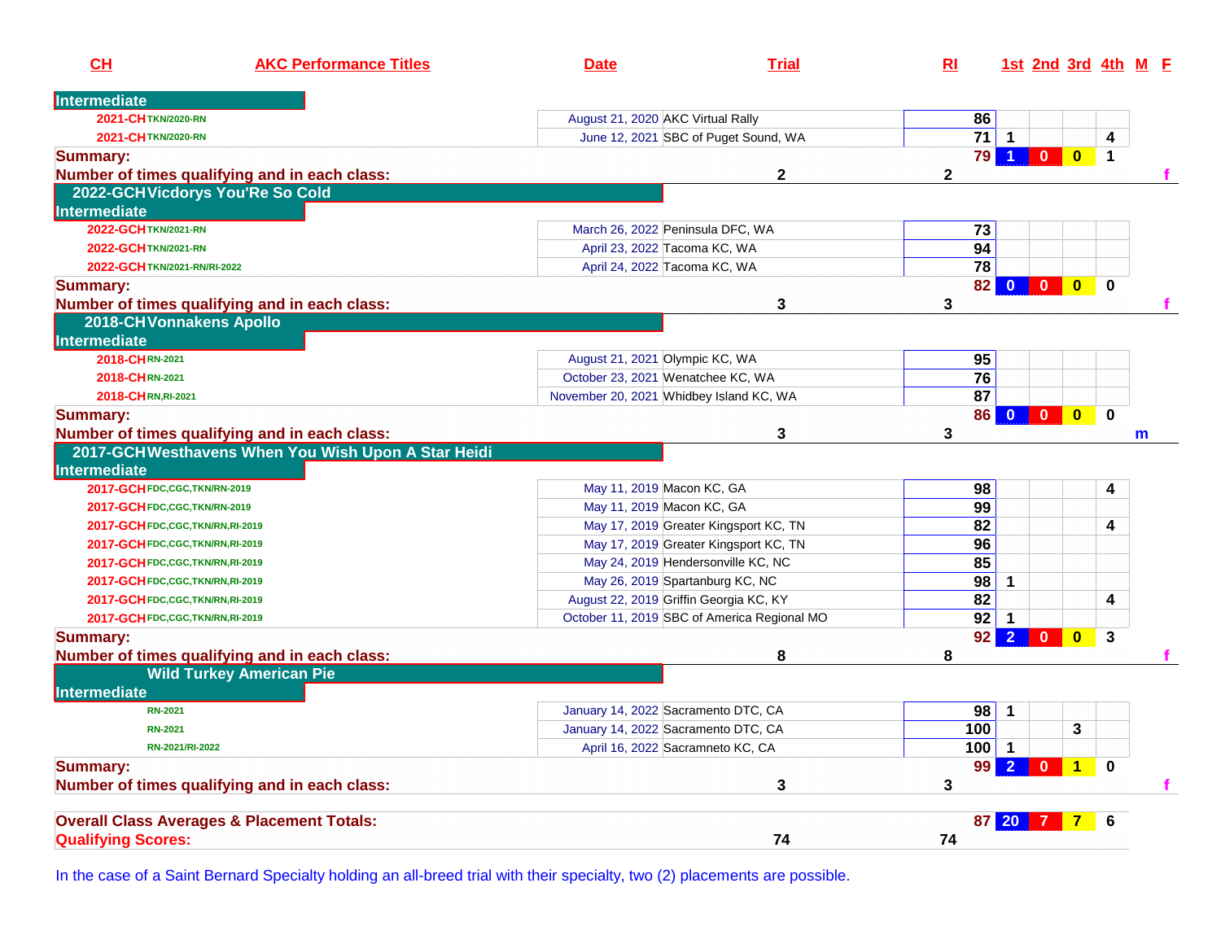| CH | AKC Performance Titles | Date | Trial | RI | 1st | 2nd | 3rd | 4th | M | F |
|---|---|---|---|---|---|---|---|---|---|---|
| **Intermediate** | | | | | | | | | | |
| 2021-CH | TKN/2020-RN | August 21, 2020 | AKC Virtual Rally | 86 | | | | | | |
| 2021-CH | TKN/2020-RN | June 12, 2021 | SBC of Puget Sound, WA | 71 | 1 | | | 4 | | |
| **Summary:** | | | | 79 | 1 | 0 | 0 | 1 | | |
| **Number of times qualifying and in each class:** | | | 2 | 2 | | | | | | f |
| **2022-GCH Vicdorys You'Re So Cold** | | | | | | | | | | |
| **Intermediate** | | | | | | | | | | |
| 2022-GCH | TKN/2021-RN | March 26, 2022 | Peninsula DFC, WA | 73 | | | | | | |
| 2022-GCH | TKN/2021-RN | April 23, 2022 | Tacoma KC, WA | 94 | | | | | | |
| 2022-GCH | TKN/2021-RN/RI-2022 | April 24, 2022 | Tacoma KC, WA | 78 | | | | | | |
| **Summary:** | | | | 82 | 0 | 0 | 0 | 0 | | |
| **Number of times qualifying and in each class:** | | | 3 | 3 | | | | | | f |
| **2018-CH Vonnakens Apollo** | | | | | | | | | | |
| **Intermediate** | | | | | | | | | | |
| 2018-CH | RN-2021 | August 21, 2021 | Olympic KC, WA | 95 | | | | | | |
| 2018-CH | RN-2021 | October 23, 2021 | Wenatchee KC, WA | 76 | | | | | | |
| 2018-CH | RN,RI-2021 | November 20, 2021 | Whidbey Island KC, WA | 87 | | | | | | |
| **Summary:** | | | | 86 | 0 | 0 | 0 | 0 | | |
| **Number of times qualifying and in each class:** | | | 3 | 3 | | | | | m | |
| **2017-GCH Westhavens When You Wish Upon A Star Heidi** | | | | | | | | | | |
| **Intermediate** | | | | | | | | | | |
| 2017-GCH | FDC,CGC,TKN/RN-2019 | May 11, 2019 | Macon KC, GA | 98 | | | | 4 | | |
| 2017-GCH | FDC,CGC,TKN/RN-2019 | May 11, 2019 | Macon KC, GA | 99 | | | | | | |
| 2017-GCH | FDC,CGC,TKN/RN,RI-2019 | May 17, 2019 | Greater Kingsport KC, TN | 82 | | | | 4 | | |
| 2017-GCH | FDC,CGC,TKN/RN,RI-2019 | May 17, 2019 | Greater Kingsport KC, TN | 96 | | | | | | |
| 2017-GCH | FDC,CGC,TKN/RN,RI-2019 | May 24, 2019 | Hendersonville KC, NC | 85 | | | | | | |
| 2017-GCH | FDC,CGC,TKN/RN,RI-2019 | May 26, 2019 | Spartanburg KC, NC | 98 | 1 | | | | | |
| 2017-GCH | FDC,CGC,TKN/RN,RI-2019 | August 22, 2019 | Griffin Georgia KC, KY | 82 | | | | 4 | | |
| 2017-GCH | FDC,CGC,TKN/RN,RI-2019 | October 11, 2019 | SBC of America Regional MO | 92 | 1 | | | | | |
| **Summary:** | | | | 92 | 2 | 0 | 0 | 3 | | |
| **Number of times qualifying and in each class:** | | | 8 | 8 | | | | | | f |
| **Wild Turkey American Pie** | | | | | | | | | | |
| **Intermediate** | | | | | | | | | | |
| | RN-2021 | January 14, 2022 | Sacramento DTC, CA | 98 | 1 | | | | | |
| | RN-2021 | January 14, 2022 | Sacramento DTC, CA | 100 | | | 3 | | | |
| | RN-2021/RI-2022 | April 16, 2022 | Sacramneto KC, CA | 100 | 1 | | | | | |
| **Summary:** | | | | 99 | 2 | 0 | 1 | 0 | | |
| **Number of times qualifying and in each class:** | | | 3 | 3 | | | | | | f |
| **Overall Class Averages & Placement Totals:** | | | | 87 | 20 | 7 | 7 | 6 | | |
| **Qualifying Scores:** | | | 74 | 74 | | | | | | |

In the case of a Saint Bernard Specialty holding an all-breed trial with their specialty, two (2) placements are possible.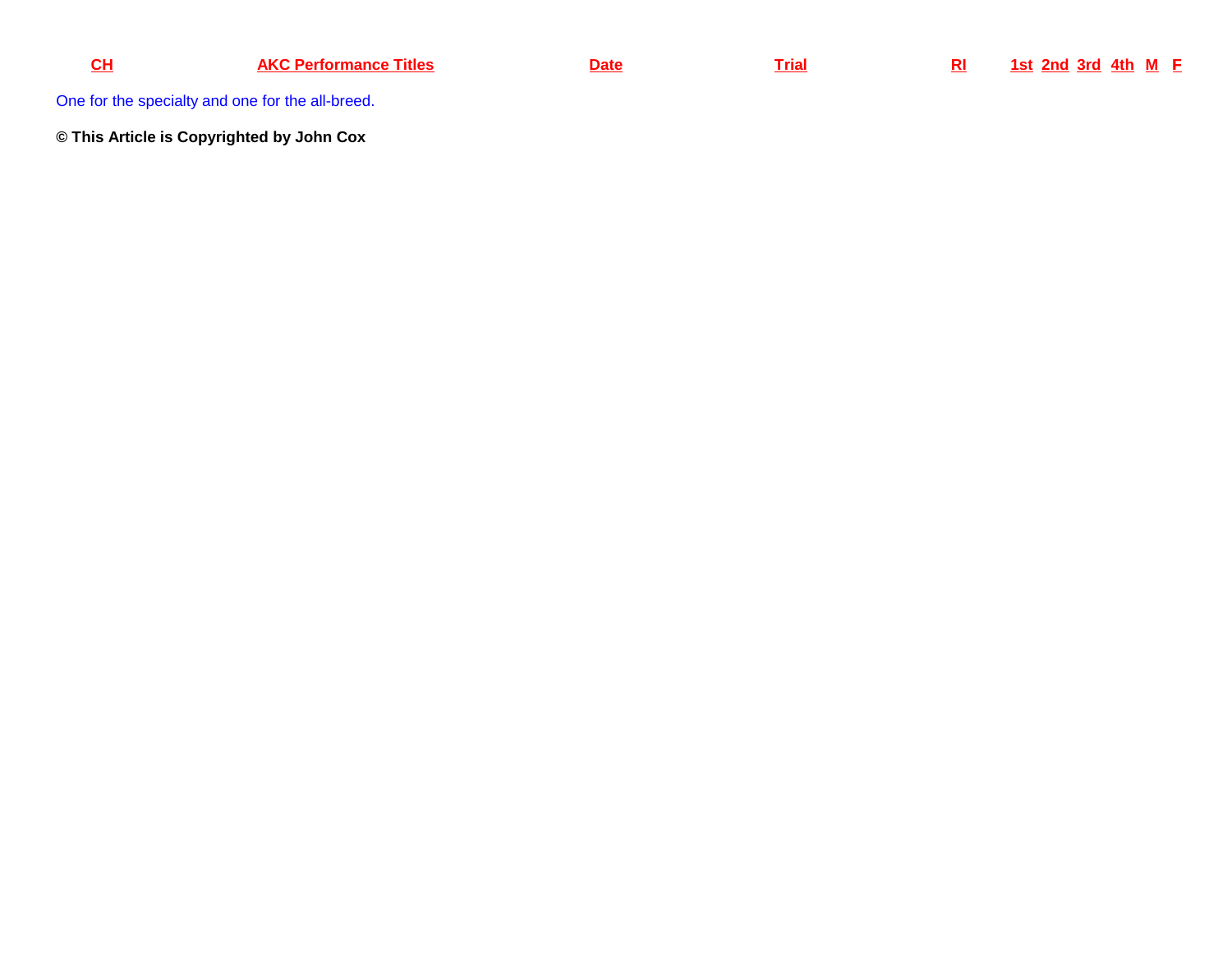| CH | AKC Performance Titles | Date | Trial | RI | 1st | 2nd | 3rd | 4th | M | F |
|---|---|---|---|---|---|---|---|---|---|---|

One for the specialty and one for the all-breed.

**© This Article is Copyrighted by John Cox**